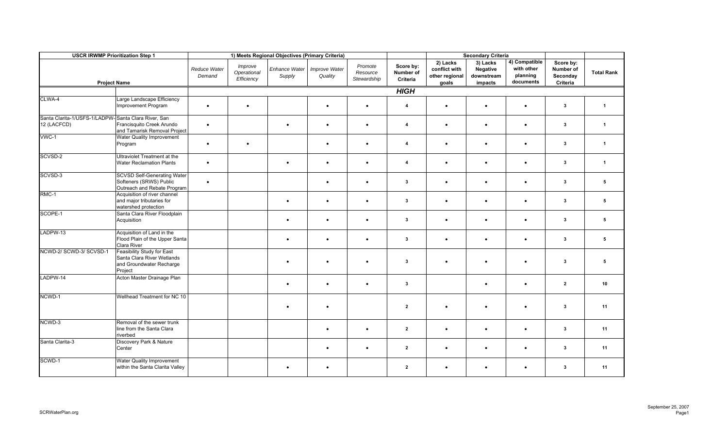| USCR IRWMP Prioritization Step 1 | | 1) Meets Regional Objectives (Primary Criteria) | | | | | | Secondary Criteria | | | | |
|---|---|---|---|---|---|---|---|---|---|---|---|---|
| Project Name | | *Reduce Water Demand* | *Improve Operational Efficiency* | *Enhance Water Supply* | *Improve Water Quality* | *Promote Resource Stewardship* | **Score by: Number of Criteria** | **2) Lacks conflict with other regional goals** | **3) Lacks Negative downstream impacts** | **4) Compatible with other planning documents** | **Score by: Number of Seconday Criteria** | **Total Rank** |
| | | | | | | | ***HIGH*** | | | | | |
| CLWA-4 | Large Landscape Efficiency Improvement Program | • | • | | • | • | 4 | • | • | • | 3 | 1 |
| Santa Clarita-1/USFS-1/LADPW-12 (LACFCD) | Santa Clara River, San Francisquito Creek Arundo and Tamarisk Removal Project | • | | • | • | • | 4 | • | • | • | 3 | 1 |
| VWC-1 | Water Quality Improvement Program | • | • | | • | • | 4 | • | • | • | 3 | 1 |
| SCVSD-2 | Ultraviolet Treatment at the Water Reclamation Plants | • | | • | • | • | 4 | • | • | • | 3 | 1 |
| SCVSD-3 | SCVSD Self-Generating Water Softeners (SRWS) Public Outreach and Rebate Program | • | | | • | • | 3 | • | • | • | 3 | 5 |
| RMC-1 | Acquisition of river channel and major tributaries for watershed protection | | | • | • | • | 3 | • | • | • | 3 | 5 |
| SCOPE-1 | Santa Clara River Floodplain Acquisition | | | • | • | • | 3 | • | • | • | 3 | 5 |
| LADPW-13 | Acquisition of Land in the Flood Plain of the Upper Santa Clara River | | | • | • | • | 3 | • | • | • | 3 | 5 |
| NCWD-2/ SCWD-3/ SCVSD-1 | Feasibility Study for East Santa Clara River Wetlands and Groundwater Recharge Project | | | • | • | • | 3 | • | • | • | 3 | 5 |
| LADPW-14 | Acton Master Drainage Plan | | | • | • | • | 3 | | • | • | 2 | 10 |
| NCWD-1 | Wellhead Treatment for NC 10 | | | • | • | | 2 | • | • | • | 3 | 11 |
| NCWD-3 | Removal of the sewer trunk line from the Santa Clara riverbed | | | | • | • | 2 | • | • | • | 3 | 11 |
| Santa Clarita-3 | Discovery Park & Nature Center | | | | • | • | 2 | • | • | • | 3 | 11 |
| SCWD-1 | Water Quality Improvement within the Santa Clarita Valley | | | • | • | | 2 | • | • | • | 3 | 11 |

SCRWaterPlan.org

September 25, 2007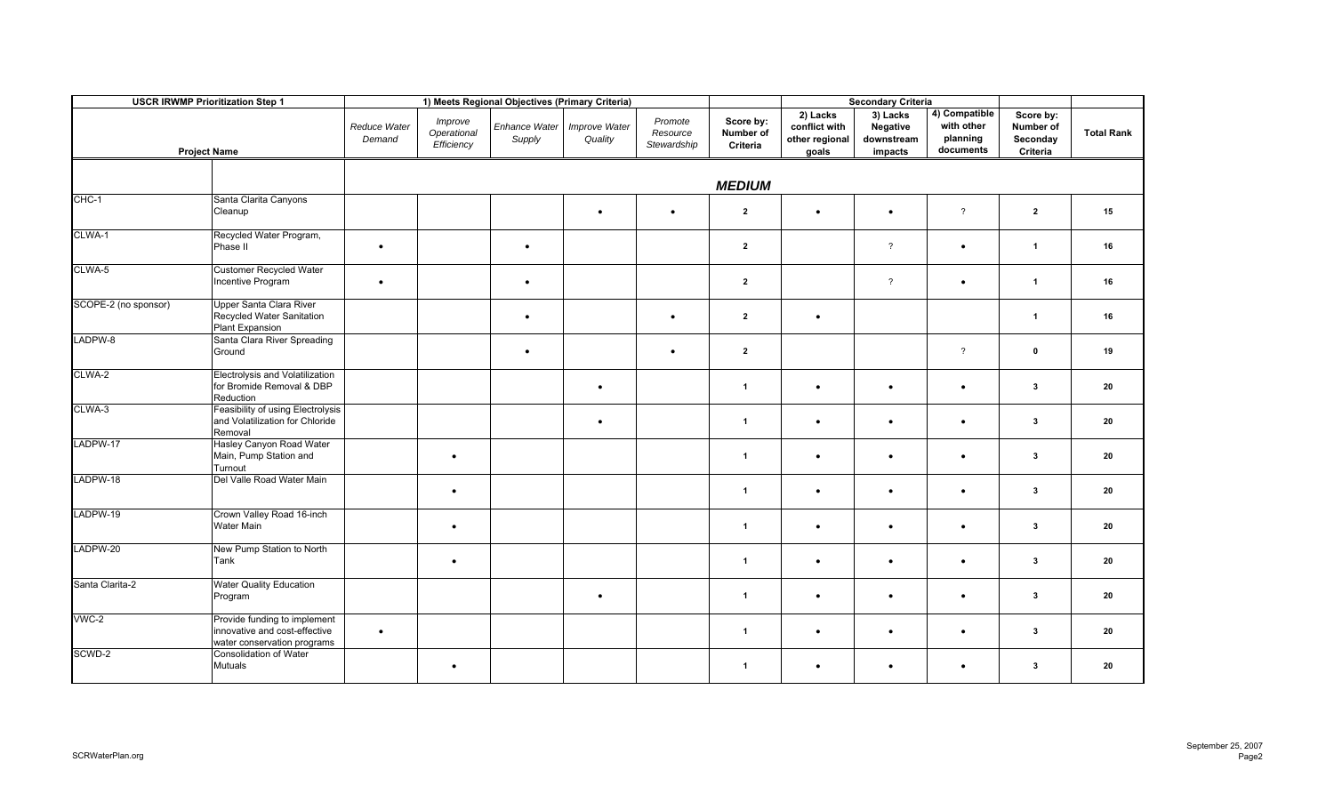| USCR IRWMP Prioritization Step 1 | | 1) Meets Regional Objectives (Primary Criteria) | | | | | | Secondary Criteria | | | | |
|---|---|---|---|---|---|---|---|---|---|---|---|---|
| Project Name | | *Reduce Water Demand* | *Improve Operational Efficiency* | *Enhance Water Supply* | *Improve Water Quality* | *Promote Resource Stewardship* | **Score by: Number of Criteria** | **2) Lacks conflict with other regional goals** | **3) Lacks Negative downstream impacts** | **4) Compatible with other planning documents** | **Score by: Number of Secondary Criteria** | **Total Rank** |
| | | | | | | | ***MEDIUM*** | | | | | |
| CHC-1 | Santa Clarita Canyons Cleanup | | | | • | • | **2** | • | • | ? | **2** | **15** |
| CLWA-1 | Recycled Water Program, Phase II | • | | • | | | **2** | | ? | • | **1** | **16** |
| CLWA-5 | Customer Recycled Water Incentive Program | • | | • | | | **2** | | ? | • | **1** | **16** |
| SCOPE-2 (no sponsor) | Upper Santa Clara River Recycled Water Sanitation Plant Expansion | | | • | | • | **2** | • | | | **1** | **16** |
| LADPW-8 | Santa Clara River Spreading Ground | | | • | | • | **2** | | | ? | **0** | **19** |
| CLWA-2 | Electrolysis and Volatilization for Bromide Removal & DBP Reduction | | | | • | | **1** | • | • | • | **3** | **20** |
| CLWA-3 | Feasibility of using Electrolysis and Volatilization for Chloride Removal | | | | • | | **1** | • | • | • | **3** | **20** |
| LADPW-17 | Hasley Canyon Road Water Main, Pump Station and Turnout | | • | | | | **1** | • | • | • | **3** | **20** |
| LADPW-18 | Del Valle Road Water Main | | • | | | | **1** | • | • | • | **3** | **20** |
| LADPW-19 | Crown Valley Road 16-inch Water Main | | • | | | | **1** | • | • | • | **3** | **20** |
| LADPW-20 | New Pump Station to North Tank | | • | | | | **1** | • | • | • | **3** | **20** |
| Santa Clarita-2 | Water Quality Education Program | | | | • | | **1** | • | • | • | **3** | **20** |
| VWC-2 | Provide funding to implement innovative and cost-effective water conservation programs | • | | | | | **1** | • | • | • | **3** | **20** |
| SCWD-2 | Consolidation of Water Mutuals | | • | | | | **1** | • | • | • | **3** | **20** |

SCRWaterPlan.org

September 25, 2007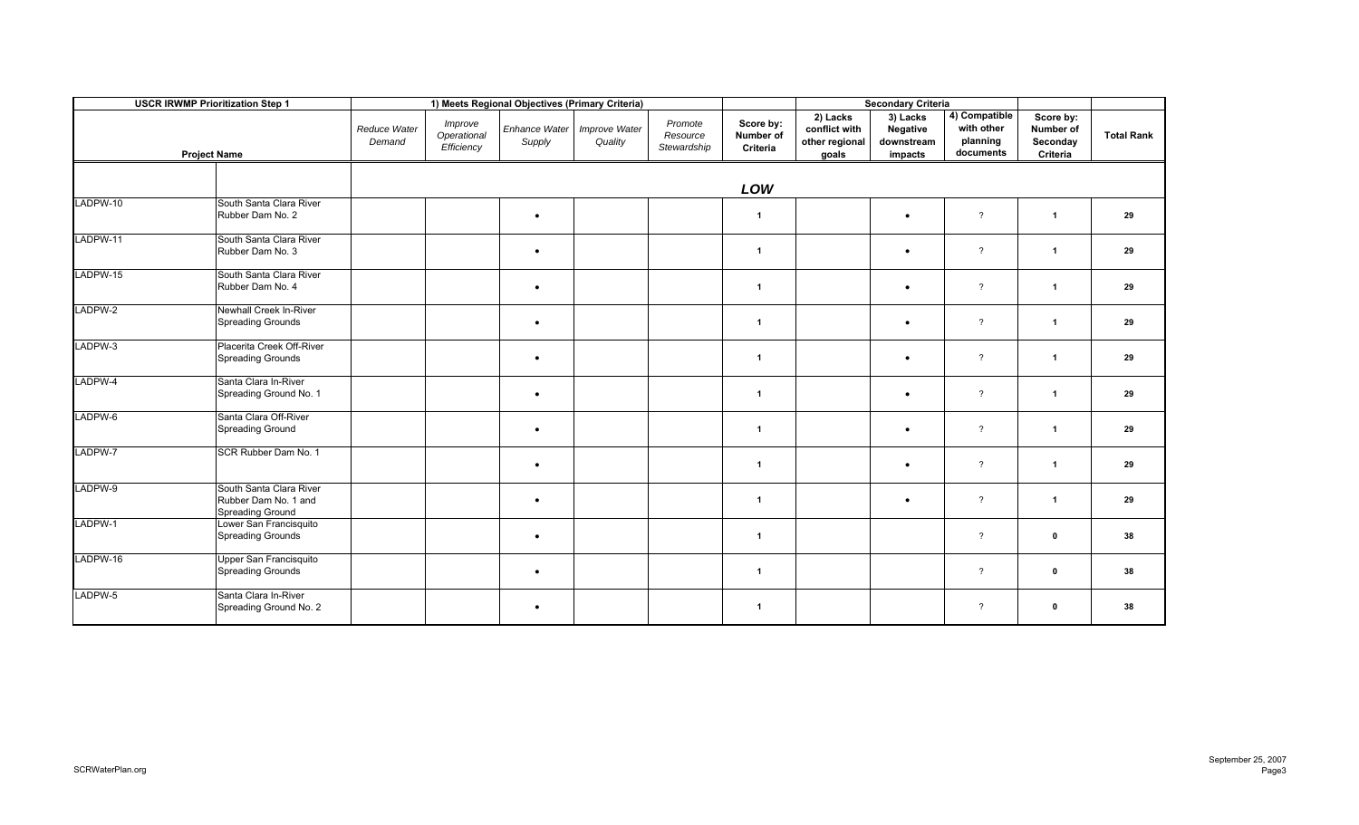| USCR IRWMP Prioritization Step 1 | | 1) Meets Regional Objectives (Primary Criteria) | | | | | | Secondary Criteria | | | | |
|---|---|---|---|---|---|---|---|---|---|---|---|---|
| Project Name | | *Reduce Water Demand* | *Improve Operational Efficiency* | *Enhance Water Supply* | *Improve Water Quality* | *Promote Resource Stewardship* | Score by: Number of Criteria | 2) Lacks conflict with other regional goals | 3) Lacks Negative downstream impacts | 4) Compatible with other planning documents | Score by: Number of Seconday Criteria | Total Rank |
| | | | | | | | ***LOW*** | | | | | |
| LADPW-10 | South Santa Clara River Rubber Dam No. 2 | | | • | | | 1 | | • | ? | 1 | 29 |
| LADPW-11 | South Santa Clara River Rubber Dam No. 3 | | | • | | | 1 | | • | ? | 1 | 29 |
| LADPW-15 | South Santa Clara River Rubber Dam No. 4 | | | • | | | 1 | | • | ? | 1 | 29 |
| LADPW-2 | Newhall Creek In-River Spreading Grounds | | | • | | | 1 | | • | ? | 1 | 29 |
| LADPW-3 | Placerita Creek Off-River Spreading Grounds | | | • | | | 1 | | • | ? | 1 | 29 |
| LADPW-4 | Santa Clara In-River Spreading Ground No. 1 | | | • | | | 1 | | • | ? | 1 | 29 |
| LADPW-6 | Santa Clara Off-River Spreading Ground | | | • | | | 1 | | • | ? | 1 | 29 |
| LADPW-7 | SCR Rubber Dam No. 1 | | | • | | | 1 | | • | ? | 1 | 29 |
| LADPW-9 | South Santa Clara River Rubber Dam No. 1 and Spreading Ground | | | • | | | 1 | | • | ? | 1 | 29 |
| LADPW-1 | Lower San Francisquito Spreading Grounds | | | • | | | 1 | | | ? | 0 | 38 |
| LADPW-16 | Upper San Francisquito Spreading Grounds | | | • | | | 1 | | | ? | 0 | 38 |
| LADPW-5 | Santa Clara In-River Spreading Ground No. 2 | | | • | | | 1 | | | ? | 0 | 38 |